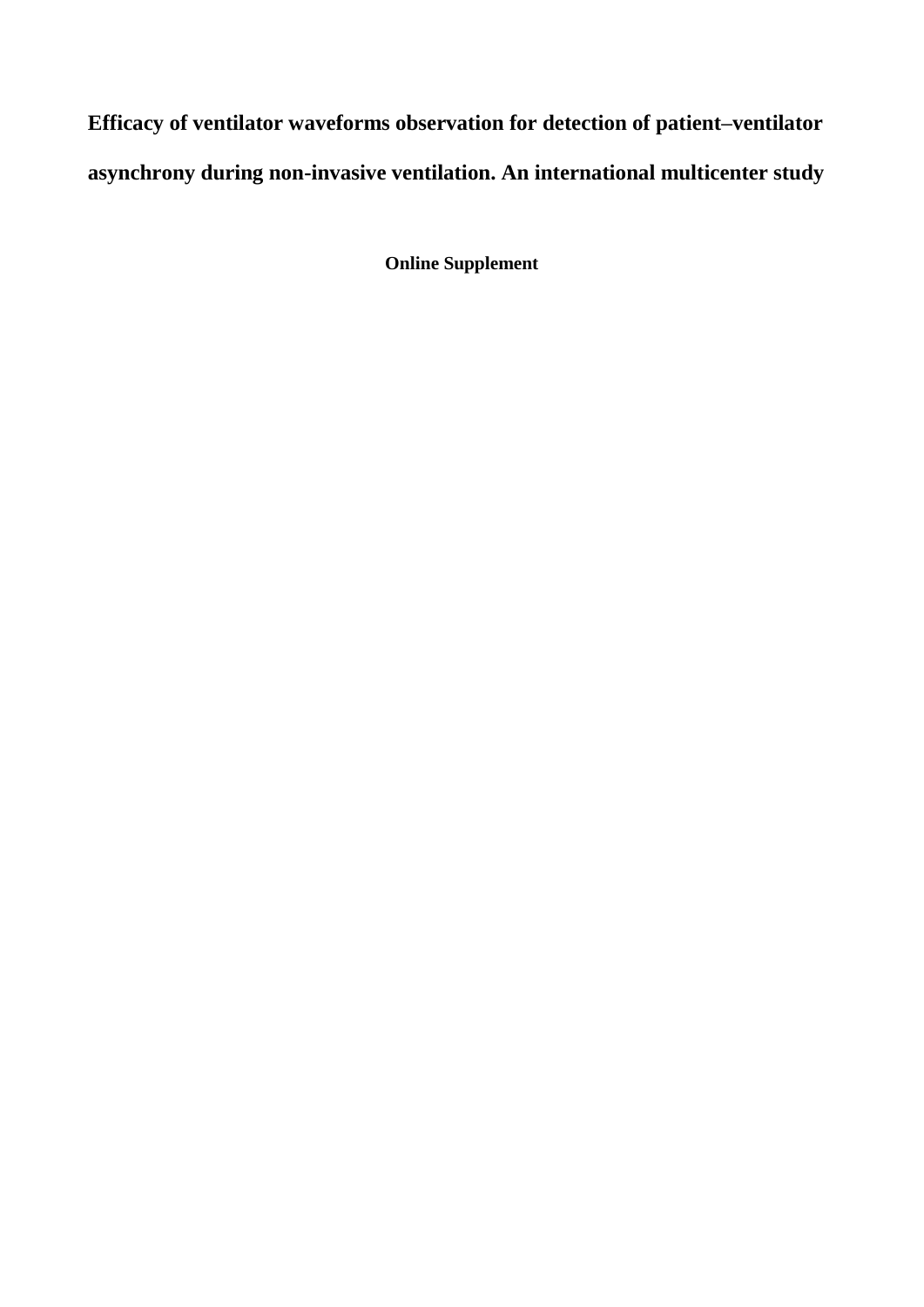# Efficacy of ventilator waveforms observation for detection of patient–ventilator asynchrony during non-invasive ventilation. An international multicenter study

**Online Supplement**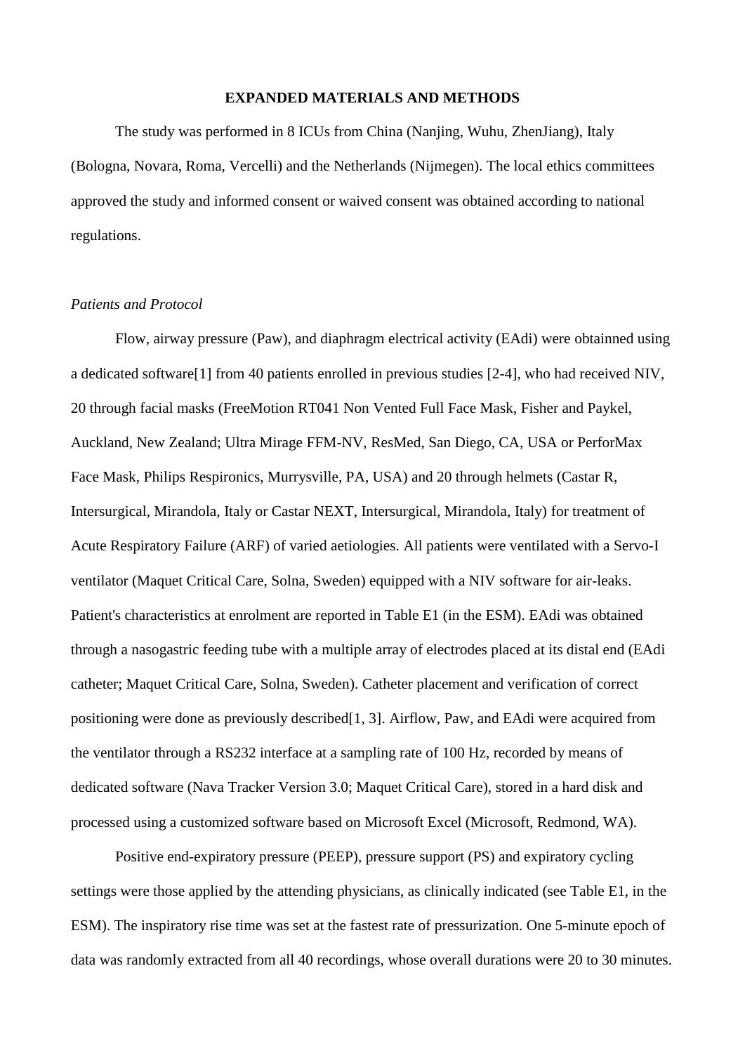## EXPANDED MATERIALS AND METHODS

The study was performed in 8 ICUs from China (Nanjing, Wuhu, ZhenJiang), Italy (Bologna, Novara, Roma, Vercelli) and the Netherlands (Nijmegen). The local ethics committees approved the study and informed consent or waived consent was obtained according to national regulations.

### *Patients and Protocol*

Flow, airway pressure (Paw), and diaphragm electrical activity (EAdi) were obtainned using a dedicated software[1] from 40 patients enrolled in previous studies [2-4], who had received NIV, 20 through facial masks (FreeMotion RT041 Non Vented Full Face Mask, Fisher and Paykel, Auckland, New Zealand; Ultra Mirage FFM-NV, ResMed, San Diego, CA, USA or PerforMax Face Mask, Philips Respironics, Murrysville, PA, USA) and 20 through helmets (Castar R, Intersurgical, Mirandola, Italy or Castar NEXT, Intersurgical, Mirandola, Italy) for treatment of Acute Respiratory Failure (ARF) of varied aetiologies. All patients were ventilated with a Servo-I ventilator (Maquet Critical Care, Solna, Sweden) equipped with a NIV software for air-leaks. Patient's characteristics at enrolment are reported in Table E1 (in the ESM). EAdi was obtained through a nasogastric feeding tube with a multiple array of electrodes placed at its distal end (EAdi catheter; Maquet Critical Care, Solna, Sweden). Catheter placement and verification of correct positioning were done as previously described[1, 3]. Airflow, Paw, and EAdi were acquired from the ventilator through a RS232 interface at a sampling rate of 100 Hz, recorded by means of dedicated software (Nava Tracker Version 3.0; Maquet Critical Care), stored in a hard disk and processed using a customized software based on Microsoft Excel (Microsoft, Redmond, WA).

Positive end-expiratory pressure (PEEP), pressure support (PS) and expiratory cycling settings were those applied by the attending physicians, as clinically indicated (see Table E1, in the ESM). The inspiratory rise time was set at the fastest rate of pressurization. One 5-minute epoch of data was randomly extracted from all 40 recordings, whose overall durations were 20 to 30 minutes.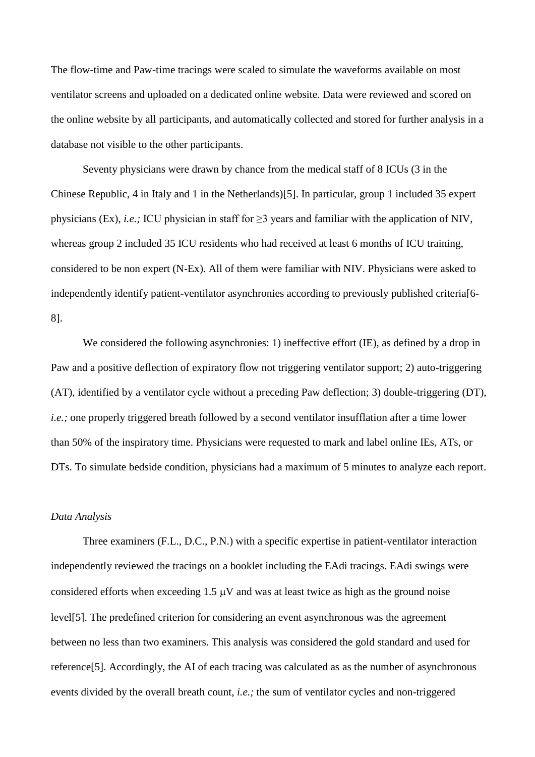The flow-time and Paw-time tracings were scaled to simulate the waveforms available on most ventilator screens and uploaded on a dedicated online website. Data were reviewed and scored on the online website by all participants, and automatically collected and stored for further analysis in a database not visible to the other participants.

Seventy physicians were drawn by chance from the medical staff of 8 ICUs (3 in the Chinese Republic, 4 in Italy and 1 in the Netherlands)[5]. In particular, group 1 included 35 expert physicians (Ex), *i.e.;* ICU physician in staff for ≥3 years and familiar with the application of NIV, whereas group 2 included 35 ICU residents who had received at least 6 months of ICU training, considered to be non expert (N-Ex). All of them were familiar with NIV. Physicians were asked to independently identify patient-ventilator asynchronies according to previously published criteria[6-8].

We considered the following asynchronies: 1) ineffective effort (IE), as defined by a drop in Paw and a positive deflection of expiratory flow not triggering ventilator support; 2) auto-triggering (AT), identified by a ventilator cycle without a preceding Paw deflection; 3) double-triggering (DT), *i.e.;* one properly triggered breath followed by a second ventilator insufflation after a time lower than 50% of the inspiratory time. Physicians were requested to mark and label online IEs, ATs, or DTs. To simulate bedside condition, physicians had a maximum of 5 minutes to analyze each report.

*Data Analysis*

Three examiners (F.L., D.C., P.N.) with a specific expertise in patient-ventilator interaction independently reviewed the tracings on a booklet including the EAdi tracings. EAdi swings were considered efforts when exceeding 1.5 μV and was at least twice as high as the ground noise level[5]. The predefined criterion for considering an event asynchronous was the agreement between no less than two examiners. This analysis was considered the gold standard and used for reference[5]. Accordingly, the AI of each tracing was calculated as as the number of asynchronous events divided by the overall breath count, *i.e.;* the sum of ventilator cycles and non-triggered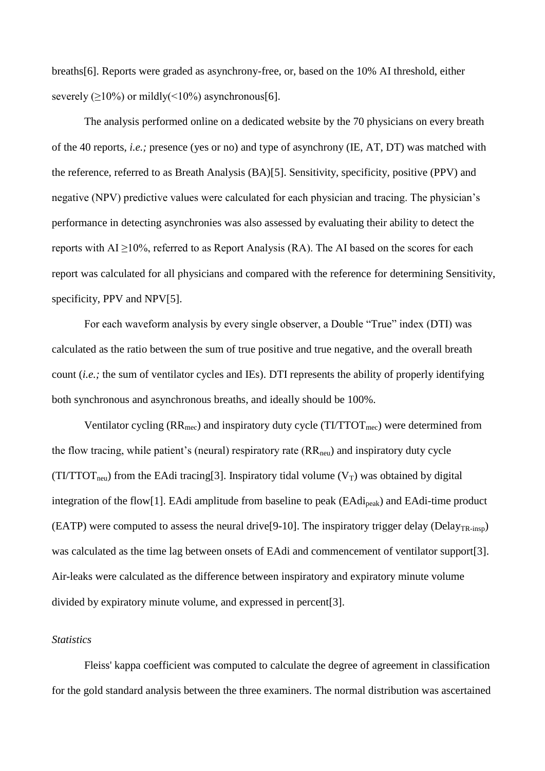breaths[6]. Reports were graded as asynchrony-free, or, based on the 10% AI threshold, either severely (≥10%) or mildly(<10%) asynchronous[6].

The analysis performed online on a dedicated website by the 70 physicians on every breath of the 40 reports, *i.e.;* presence (yes or no) and type of asynchrony (IE, AT, DT) was matched with the reference, referred to as Breath Analysis (BA)[5]. Sensitivity, specificity, positive (PPV) and negative (NPV) predictive values were calculated for each physician and tracing. The physician's performance in detecting asynchronies was also assessed by evaluating their ability to detect the reports with AI ≥10%, referred to as Report Analysis (RA). The AI based on the scores for each report was calculated for all physicians and compared with the reference for determining Sensitivity, specificity, PPV and NPV[5].

For each waveform analysis by every single observer, a Double "True" index (DTI) was calculated as the ratio between the sum of true positive and true negative, and the overall breath count (*i.e.;* the sum of ventilator cycles and IEs). DTI represents the ability of properly identifying both synchronous and asynchronous breaths, and ideally should be 100%.

Ventilator cycling ($RR_{mec}$) and inspiratory duty cycle ($TI/TTOT_{mec}$) were determined from the flow tracing, while patient's (neural) respiratory rate ($RR_{neu}$) and inspiratory duty cycle ($TI/TTOT_{neu}$) from the EAdi tracing[3]. Inspiratory tidal volume ($V_T$) was obtained by digital integration of the flow[1]. EAdi amplitude from baseline to peak ($EAdi_{peak}$) and EAdi-time product (EATP) were computed to assess the neural drive[9-10]. The inspiratory trigger delay ($Delay_{TR\text{-}insp}$) was calculated as the time lag between onsets of EAdi and commencement of ventilator support[3]. Air-leaks were calculated as the difference between inspiratory and expiratory minute volume divided by expiratory minute volume, and expressed in percent[3].

*Statistics*

Fleiss' kappa coefficient was computed to calculate the degree of agreement in classification for the gold standard analysis between the three examiners. The normal distribution was ascertained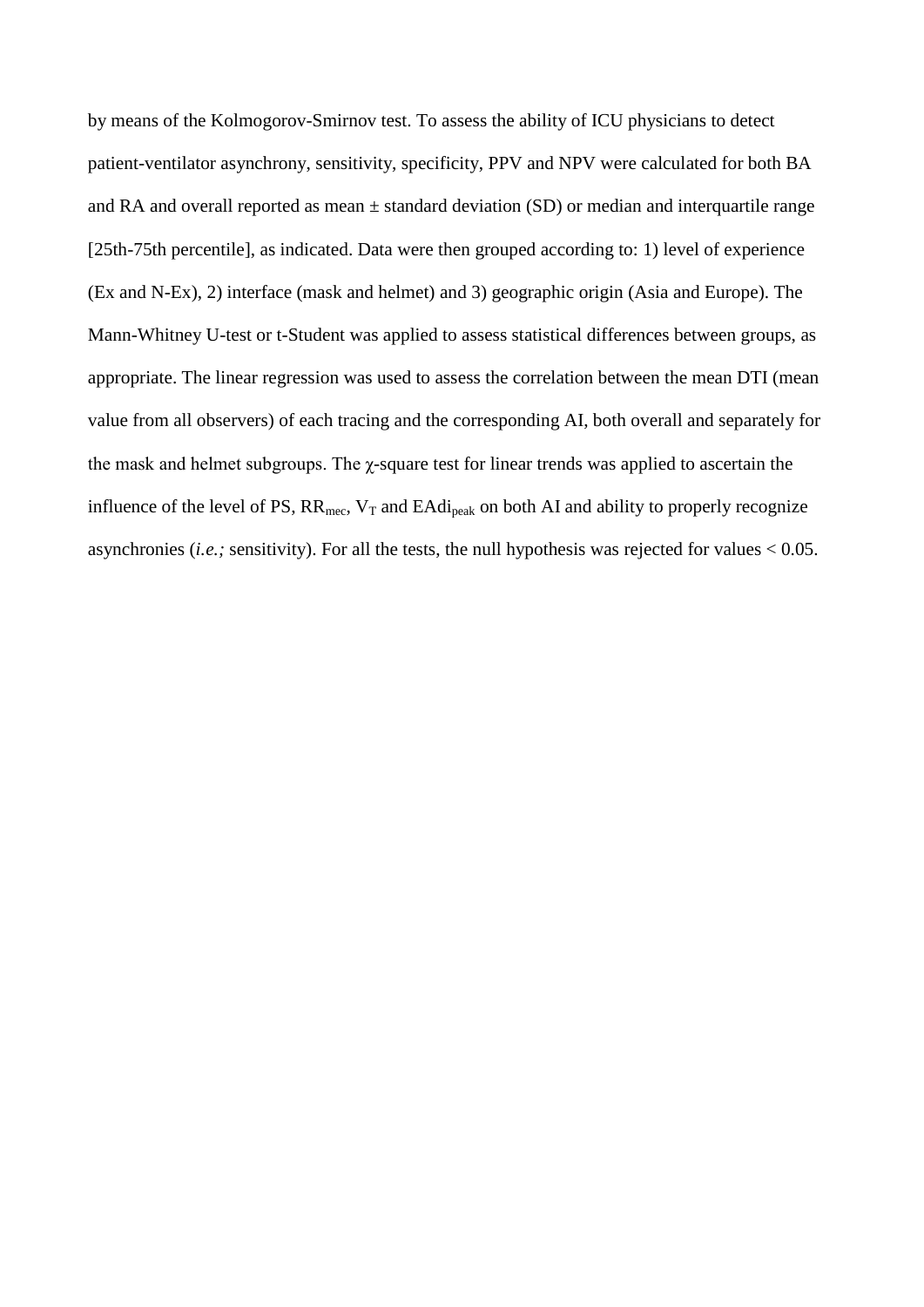by means of the Kolmogorov-Smirnov test. To assess the ability of ICU physicians to detect patient-ventilator asynchrony, sensitivity, specificity, PPV and NPV were calculated for both BA and RA and overall reported as mean ± standard deviation (SD) or median and interquartile range [25th-75th percentile], as indicated. Data were then grouped according to: 1) level of experience (Ex and N-Ex), 2) interface (mask and helmet) and 3) geographic origin (Asia and Europe). The Mann-Whitney U-test or t-Student was applied to assess statistical differences between groups, as appropriate. The linear regression was used to assess the correlation between the mean DTI (mean value from all observers) of each tracing and the corresponding AI, both overall and separately for the mask and helmet subgroups. The $\chi$-square test for linear trends was applied to ascertain the influence of the level of PS, $RR_{mec}$, $V_T$ and $EAdi_{peak}$ on both AI and ability to properly recognize asynchronies (*i.e.;* sensitivity). For all the tests, the null hypothesis was rejected for values < 0.05.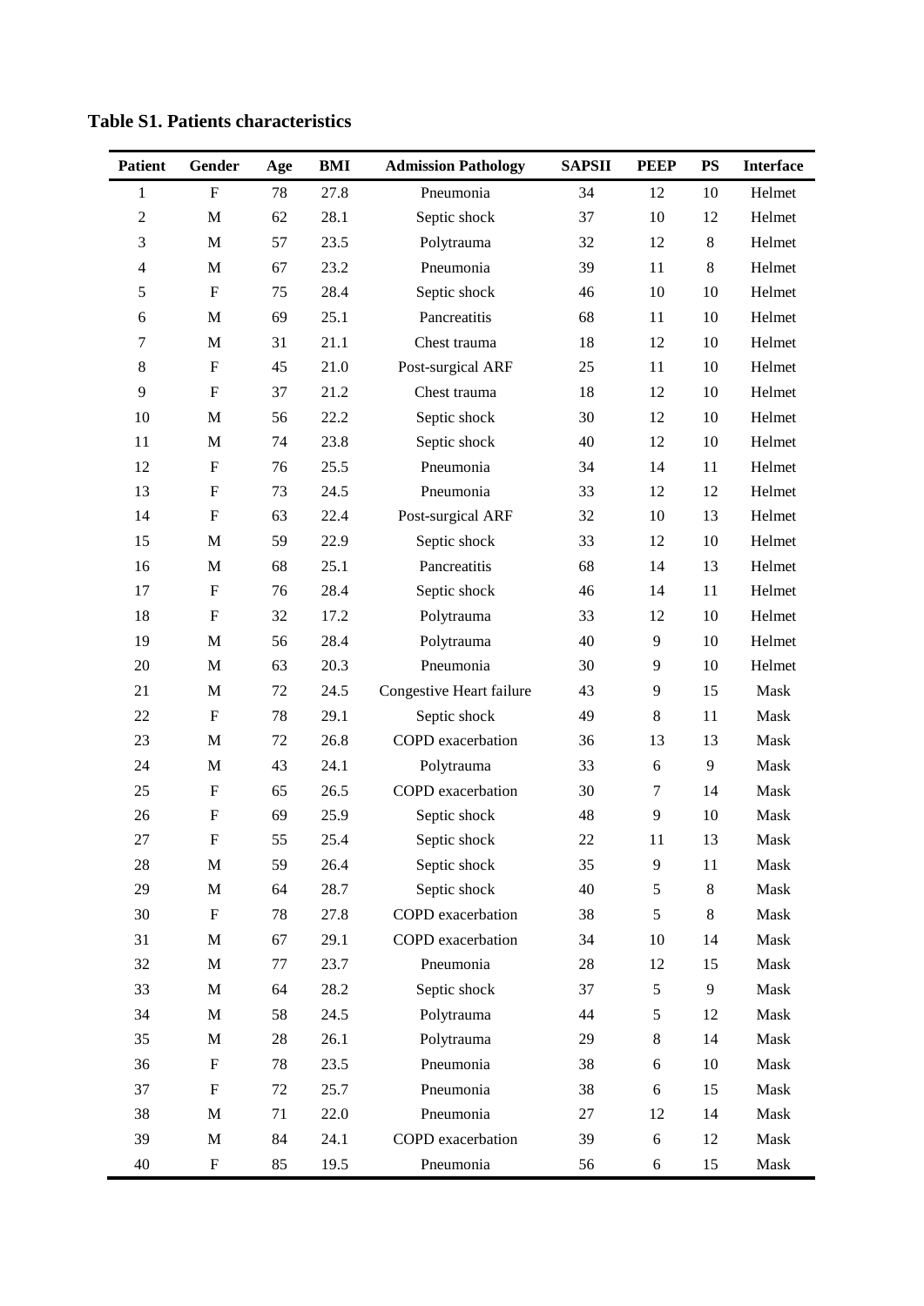**Table S1. Patients characteristics**

| Patient | Gender | Age | BMI | Admission Pathology | SAPSII | PEEP | PS | Interface |
|---|---|---|---|---|---|---|---|---|
| 1 | F | 78 | 27.8 | Pneumonia | 34 | 12 | 10 | Helmet |
| 2 | M | 62 | 28.1 | Septic shock | 37 | 10 | 12 | Helmet |
| 3 | M | 57 | 23.5 | Polytrauma | 32 | 12 | 8 | Helmet |
| 4 | M | 67 | 23.2 | Pneumonia | 39 | 11 | 8 | Helmet |
| 5 | F | 75 | 28.4 | Septic shock | 46 | 10 | 10 | Helmet |
| 6 | M | 69 | 25.1 | Pancreatitis | 68 | 11 | 10 | Helmet |
| 7 | M | 31 | 21.1 | Chest trauma | 18 | 12 | 10 | Helmet |
| 8 | F | 45 | 21.0 | Post-surgical ARF | 25 | 11 | 10 | Helmet |
| 9 | F | 37 | 21.2 | Chest trauma | 18 | 12 | 10 | Helmet |
| 10 | M | 56 | 22.2 | Septic shock | 30 | 12 | 10 | Helmet |
| 11 | M | 74 | 23.8 | Septic shock | 40 | 12 | 10 | Helmet |
| 12 | F | 76 | 25.5 | Pneumonia | 34 | 14 | 11 | Helmet |
| 13 | F | 73 | 24.5 | Pneumonia | 33 | 12 | 12 | Helmet |
| 14 | F | 63 | 22.4 | Post-surgical ARF | 32 | 10 | 13 | Helmet |
| 15 | M | 59 | 22.9 | Septic shock | 33 | 12 | 10 | Helmet |
| 16 | M | 68 | 25.1 | Pancreatitis | 68 | 14 | 13 | Helmet |
| 17 | F | 76 | 28.4 | Septic shock | 46 | 14 | 11 | Helmet |
| 18 | F | 32 | 17.2 | Polytrauma | 33 | 12 | 10 | Helmet |
| 19 | M | 56 | 28.4 | Polytrauma | 40 | 9 | 10 | Helmet |
| 20 | M | 63 | 20.3 | Pneumonia | 30 | 9 | 10 | Helmet |
| 21 | M | 72 | 24.5 | Congestive Heart failure | 43 | 9 | 15 | Mask |
| 22 | F | 78 | 29.1 | Septic shock | 49 | 8 | 11 | Mask |
| 23 | M | 72 | 26.8 | COPD exacerbation | 36 | 13 | 13 | Mask |
| 24 | M | 43 | 24.1 | Polytrauma | 33 | 6 | 9 | Mask |
| 25 | F | 65 | 26.5 | COPD exacerbation | 30 | 7 | 14 | Mask |
| 26 | F | 69 | 25.9 | Septic shock | 48 | 9 | 10 | Mask |
| 27 | F | 55 | 25.4 | Septic shock | 22 | 11 | 13 | Mask |
| 28 | M | 59 | 26.4 | Septic shock | 35 | 9 | 11 | Mask |
| 29 | M | 64 | 28.7 | Septic shock | 40 | 5 | 8 | Mask |
| 30 | F | 78 | 27.8 | COPD exacerbation | 38 | 5 | 8 | Mask |
| 31 | M | 67 | 29.1 | COPD exacerbation | 34 | 10 | 14 | Mask |
| 32 | M | 77 | 23.7 | Pneumonia | 28 | 12 | 15 | Mask |
| 33 | M | 64 | 28.2 | Septic shock | 37 | 5 | 9 | Mask |
| 34 | M | 58 | 24.5 | Polytrauma | 44 | 5 | 12 | Mask |
| 35 | M | 28 | 26.1 | Polytrauma | 29 | 8 | 14 | Mask |
| 36 | F | 78 | 23.5 | Pneumonia | 38 | 6 | 10 | Mask |
| 37 | F | 72 | 25.7 | Pneumonia | 38 | 6 | 15 | Mask |
| 38 | M | 71 | 22.0 | Pneumonia | 27 | 12 | 14 | Mask |
| 39 | M | 84 | 24.1 | COPD exacerbation | 39 | 6 | 12 | Mask |
| 40 | F | 85 | 19.5 | Pneumonia | 56 | 6 | 15 | Mask |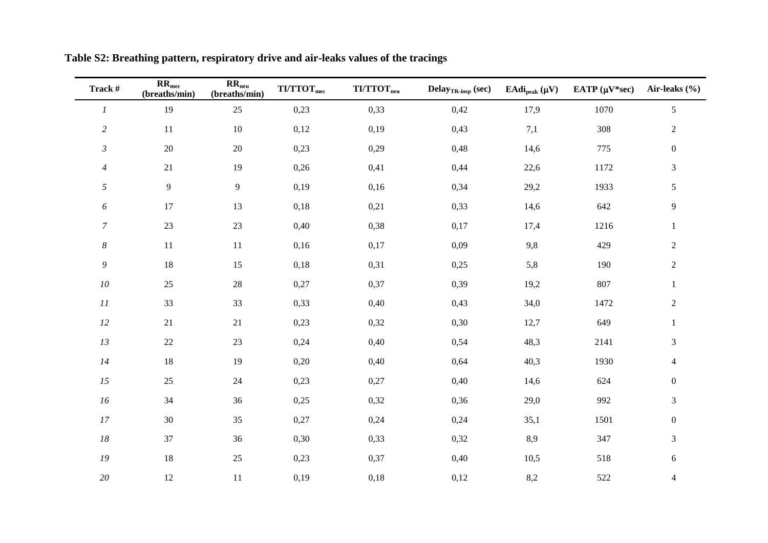**Table S2: Breathing pattern, respiratory drive and air-leaks values of the tracings**

| Track # | $RR_{mec}$ (breaths/min) | $RR_{neu}$ (breaths/min) | $TI/TTOT_{mec}$ | $TI/TTOT_{neu}$ | $Delay_{TR\text{-}insp}$ (sec) | $EAdi_{peak}$ (μV) | EATP (μV*sec) | Air-leaks (%) |
|---|---|---|---|---|---|---|---|---|
| *1* | 19 | 25 | 0,23 | 0,33 | 0,42 | 17,9 | 1070 | 5 |
| *2* | 11 | 10 | 0,12 | 0,19 | 0,43 | 7,1 | 308 | 2 |
| *3* | 20 | 20 | 0,23 | 0,29 | 0,48 | 14,6 | 775 | 0 |
| *4* | 21 | 19 | 0,26 | 0,41 | 0,44 | 22,6 | 1172 | 3 |
| *5* | 9 | 9 | 0,19 | 0,16 | 0,34 | 29,2 | 1933 | 5 |
| *6* | 17 | 13 | 0,18 | 0,21 | 0,33 | 14,6 | 642 | 9 |
| *7* | 23 | 23 | 0,40 | 0,38 | 0,17 | 17,4 | 1216 | 1 |
| *8* | 11 | 11 | 0,16 | 0,17 | 0,09 | 9,8 | 429 | 2 |
| *9* | 18 | 15 | 0,18 | 0,31 | 0,25 | 5,8 | 190 | 2 |
| *10* | 25 | 28 | 0,27 | 0,37 | 0,39 | 19,2 | 807 | 1 |
| *11* | 33 | 33 | 0,33 | 0,40 | 0,43 | 34,0 | 1472 | 2 |
| *12* | 21 | 21 | 0,23 | 0,32 | 0,30 | 12,7 | 649 | 1 |
| *13* | 22 | 23 | 0,24 | 0,40 | 0,54 | 48,3 | 2141 | 3 |
| *14* | 18 | 19 | 0,20 | 0,40 | 0,64 | 40,3 | 1930 | 4 |
| *15* | 25 | 24 | 0,23 | 0,27 | 0,40 | 14,6 | 624 | 0 |
| *16* | 34 | 36 | 0,25 | 0,32 | 0,36 | 29,0 | 992 | 3 |
| *17* | 30 | 35 | 0,27 | 0,24 | 0,24 | 35,1 | 1501 | 0 |
| *18* | 37 | 36 | 0,30 | 0,33 | 0,32 | 8,9 | 347 | 3 |
| *19* | 18 | 25 | 0,23 | 0,37 | 0,40 | 10,5 | 518 | 6 |
| *20* | 12 | 11 | 0,19 | 0,18 | 0,12 | 8,2 | 522 | 4 |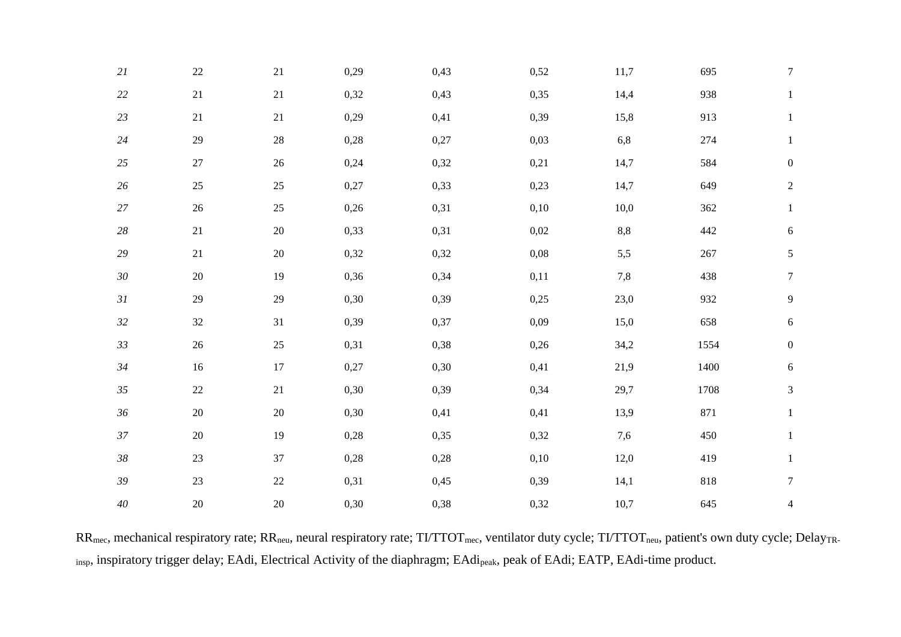| | | | | | | | | |
|---|---|---|---|---|---|---|---|---|
| *21* | 22 | 21 | 0,29 | 0,43 | 0,52 | 11,7 | 695 | 7 |
| *22* | 21 | 21 | 0,32 | 0,43 | 0,35 | 14,4 | 938 | 1 |
| *23* | 21 | 21 | 0,29 | 0,41 | 0,39 | 15,8 | 913 | 1 |
| *24* | 29 | 28 | 0,28 | 0,27 | 0,03 | 6,8 | 274 | 1 |
| *25* | 27 | 26 | 0,24 | 0,32 | 0,21 | 14,7 | 584 | 0 |
| *26* | 25 | 25 | 0,27 | 0,33 | 0,23 | 14,7 | 649 | 2 |
| *27* | 26 | 25 | 0,26 | 0,31 | 0,10 | 10,0 | 362 | 1 |
| *28* | 21 | 20 | 0,33 | 0,31 | 0,02 | 8,8 | 442 | 6 |
| *29* | 21 | 20 | 0,32 | 0,32 | 0,08 | 5,5 | 267 | 5 |
| *30* | 20 | 19 | 0,36 | 0,34 | 0,11 | 7,8 | 438 | 7 |
| *31* | 29 | 29 | 0,30 | 0,39 | 0,25 | 23,0 | 932 | 9 |
| *32* | 32 | 31 | 0,39 | 0,37 | 0,09 | 15,0 | 658 | 6 |
| *33* | 26 | 25 | 0,31 | 0,38 | 0,26 | 34,2 | 1554 | 0 |
| *34* | 16 | 17 | 0,27 | 0,30 | 0,41 | 21,9 | 1400 | 6 |
| *35* | 22 | 21 | 0,30 | 0,39 | 0,34 | 29,7 | 1708 | 3 |
| *36* | 20 | 20 | 0,30 | 0,41 | 0,41 | 13,9 | 871 | 1 |
| *37* | 20 | 19 | 0,28 | 0,35 | 0,32 | 7,6 | 450 | 1 |
| *38* | 23 | 37 | 0,28 | 0,28 | 0,10 | 12,0 | 419 | 1 |
| *39* | 23 | 22 | 0,31 | 0,45 | 0,39 | 14,1 | 818 | 7 |
| *40* | 20 | 20 | 0,30 | 0,38 | 0,32 | 10,7 | 645 | 4 |

$RR_{mec}$, mechanical respiratory rate; $RR_{neu}$, neural respiratory rate; $TI/TTOT_{mec}$, ventilator duty cycle; $TI/TTOT_{neu}$, patient's own duty cycle; $Delay_{TR\text{-}insp}$, inspiratory trigger delay; EAdi, Electrical Activity of the diaphragm; $EAdi_{peak}$, peak of EAdi; EATP, EAdi-time product.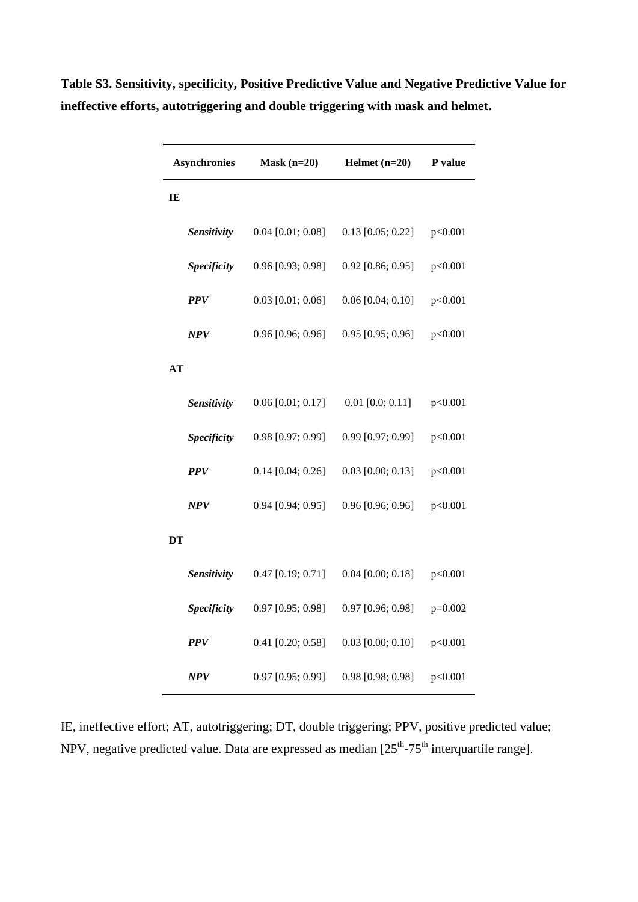**Table S3. Sensitivity, specificity, Positive Predictive Value and Negative Predictive Value for ineffective efforts, autotriggering and double triggering with mask and helmet.**

| Asynchronies | Mask (n=20) | Helmet (n=20) | P value |
|---|---|---|---|
| **IE** | | | |
| ***Sensitivity*** | 0.04 [0.01; 0.08] | 0.13 [0.05; 0.22] | p<0.001 |
| ***Specificity*** | 0.96 [0.93; 0.98] | 0.92 [0.86; 0.95] | p<0.001 |
| ***PPV*** | 0.03 [0.01; 0.06] | 0.06 [0.04; 0.10] | p<0.001 |
| ***NPV*** | 0.96 [0.96; 0.96] | 0.95 [0.95; 0.96] | p<0.001 |
| **AT** | | | |
| ***Sensitivity*** | 0.06 [0.01; 0.17] | 0.01 [0.0; 0.11] | p<0.001 |
| ***Specificity*** | 0.98 [0.97; 0.99] | 0.99 [0.97; 0.99] | p<0.001 |
| ***PPV*** | 0.14 [0.04; 0.26] | 0.03 [0.00; 0.13] | p<0.001 |
| ***NPV*** | 0.94 [0.94; 0.95] | 0.96 [0.96; 0.96] | p<0.001 |
| **DT** | | | |
| ***Sensitivity*** | 0.47 [0.19; 0.71] | 0.04 [0.00; 0.18] | p<0.001 |
| ***Specificity*** | 0.97 [0.95; 0.98] | 0.97 [0.96; 0.98] | p=0.002 |
| ***PPV*** | 0.41 [0.20; 0.58] | 0.03 [0.00; 0.10] | p<0.001 |
| ***NPV*** | 0.97 [0.95; 0.99] | 0.98 [0.98; 0.98] | p<0.001 |

IE, ineffective effort; AT, autotriggering; DT, double triggering; PPV, positive predicted value; NPV, negative predicted value. Data are expressed as median [$25^{th}$-$75^{th}$ interquartile range].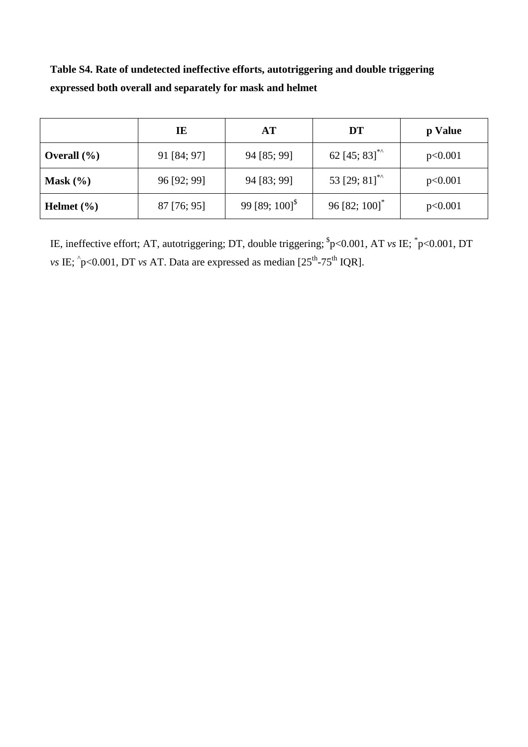**Table S4. Rate of undetected ineffective efforts, autotriggering and double triggering expressed both overall and separately for mask and helmet**

| | IE | AT | DT | p Value |
|---|---|---|---|---|
| **Overall (%)** | 91 [84; 97] | 94 [85; 99] | 62 [45; 83]$^{*\wedge}$ | p<0.001 |
| **Mask (%)** | 96 [92; 99] | 94 [83; 99] | 53 [29; 81]$^{*\wedge}$ | p<0.001 |
| **Helmet (%)** | 87 [76; 95] | 99 [89; 100]$^{\$}$ | 96 [82; 100]$^{*}$ | p<0.001 |

IE, ineffective effort; AT, autotriggering; DT, double triggering; $^{\$}$p<0.001, AT *vs* IE; $^{*}$p<0.001, DT *vs* IE; $^{\wedge}$p<0.001, DT *vs* AT. Data are expressed as median [25$^{th}$-75$^{th}$ IQR].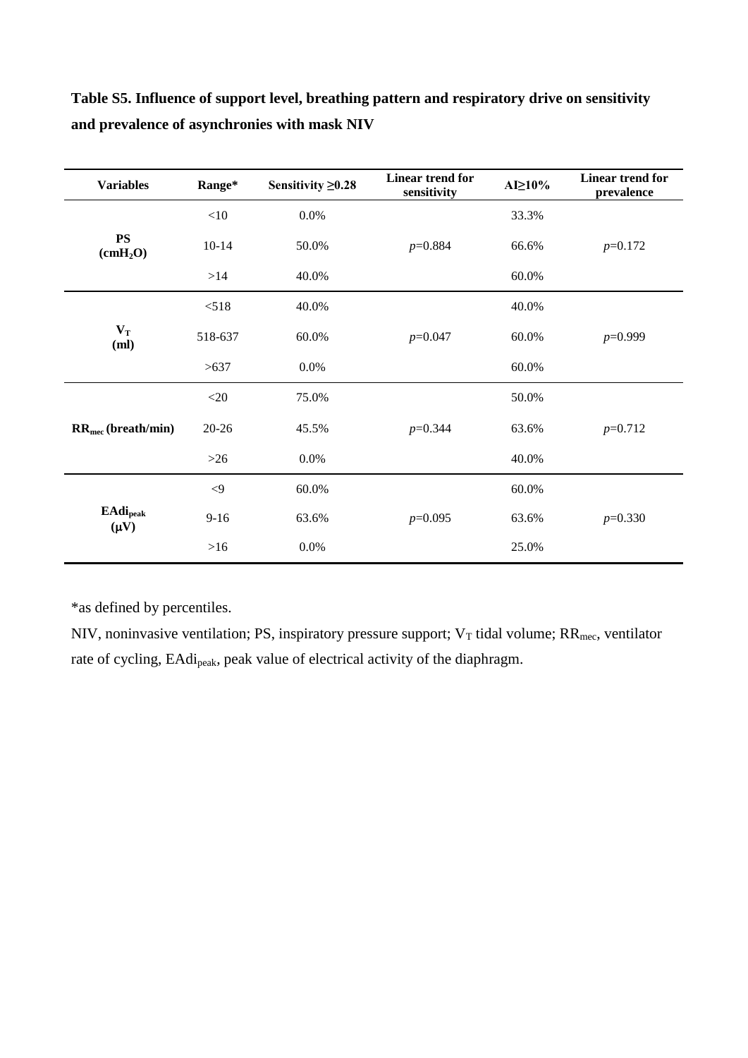**Table S5. Influence of support level, breathing pattern and respiratory drive on sensitivity and prevalence of asynchronies with mask NIV**

| Variables | Range* | Sensitivity ≥0.28 | Linear trend for sensitivity | AI≥10% | Linear trend for prevalence |
|---|---|---|---|---|---|
| PS ($cmH_2O$) | <10 | 0.0% | | 33.3% | |
| | 10-14 | 50.0% | *p*=0.884 | 66.6% | *p*=0.172 |
| | >14 | 40.0% | | 60.0% | |
| $V_T$ (ml) | <518 | 40.0% | | 40.0% | |
| | 518-637 | 60.0% | *p*=0.047 | 60.0% | *p*=0.999 |
| | >637 | 0.0% | | 60.0% | |
| $RR_{mec}$ (breath/min) | <20 | 75.0% | | 50.0% | |
| | 20-26 | 45.5% | *p*=0.344 | 63.6% | *p*=0.712 |
| | >26 | 0.0% | | 40.0% | |
| $EAdi_{peak}$ (μV) | <9 | 60.0% | | 60.0% | |
| | 9-16 | 63.6% | *p*=0.095 | 63.6% | *p*=0.330 |
| | >16 | 0.0% | | 25.0% | |

*as defined by percentiles.

NIV, noninvasive ventilation; PS, inspiratory pressure support; $V_T$ tidal volume; $RR_{mec}$, ventilator rate of cycling, $EAdi_{peak}$, peak value of electrical activity of the diaphragm.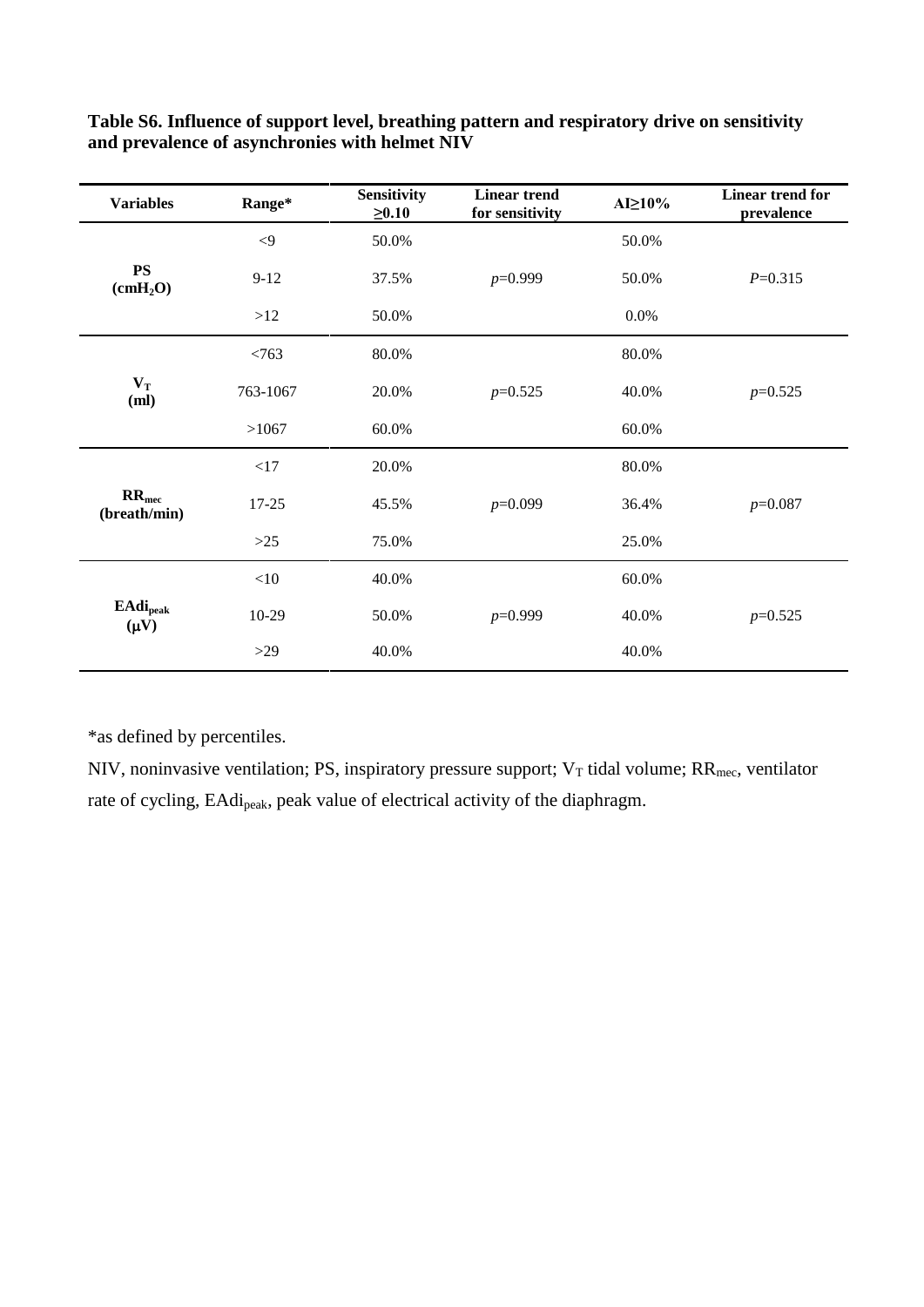**Table S6. Influence of support level, breathing pattern and respiratory drive on sensitivity and prevalence of asynchronies with helmet NIV**

| Variables | Range* | Sensitivity ≥0.10 | Linear trend for sensitivity | AI≥10% | Linear trend for prevalence |
|---|---|---|---|---|---|
| PS ($cmH_2O$) | <9 | 50.0% | | 50.0% | |
| | 9-12 | 37.5% | *p*=0.999 | 50.0% | *P*=0.315 |
| | >12 | 50.0% | | 0.0% | |
| $V_T$ (ml) | <763 | 80.0% | | 80.0% | |
| | 763-1067 | 20.0% | *p*=0.525 | 40.0% | *p*=0.525 |
| | >1067 | 60.0% | | 60.0% | |
| $RR_{mec}$ (breath/min) | <17 | 20.0% | | 80.0% | |
| | 17-25 | 45.5% | *p*=0.099 | 36.4% | *p*=0.087 |
| | >25 | 75.0% | | 25.0% | |
| $EAdi_{peak}$ (μV) | <10 | 40.0% | | 60.0% | |
| | 10-29 | 50.0% | *p*=0.999 | 40.0% | *p*=0.525 |
| | >29 | 40.0% | | 40.0% | |

*as defined by percentiles.

NIV, noninvasive ventilation; PS, inspiratory pressure support; $V_T$ tidal volume; $RR_{mec}$, ventilator rate of cycling, $EAdi_{peak}$, peak value of electrical activity of the diaphragm.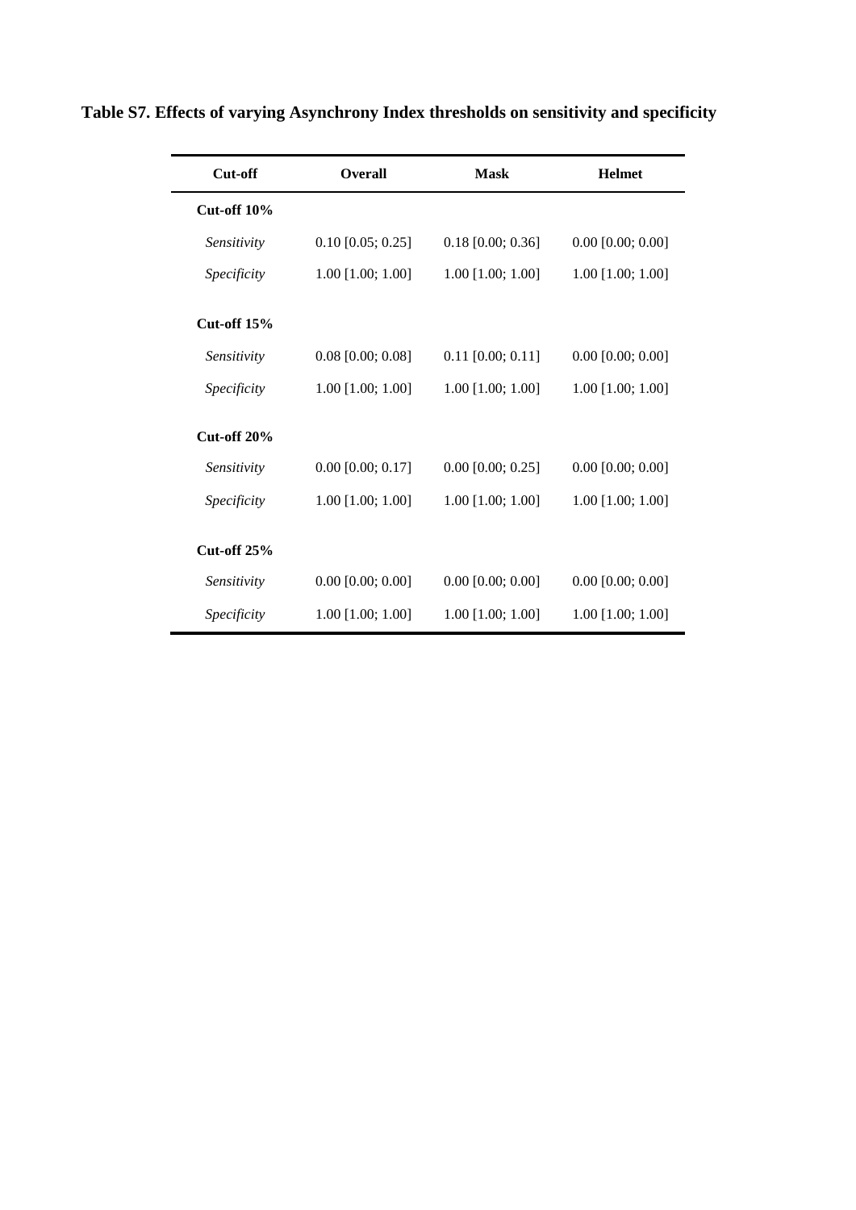**Table S7. Effects of varying Asynchrony Index thresholds on sensitivity and specificity**

| Cut-off | Overall | Mask | Helmet |
|---|---|---|---|
| **Cut-off 10%** | | | |
| *Sensitivity* | 0.10 [0.05; 0.25] | 0.18 [0.00; 0.36] | 0.00 [0.00; 0.00] |
| *Specificity* | 1.00 [1.00; 1.00] | 1.00 [1.00; 1.00] | 1.00 [1.00; 1.00] |
| **Cut-off 15%** | | | |
| *Sensitivity* | 0.08 [0.00; 0.08] | 0.11 [0.00; 0.11] | 0.00 [0.00; 0.00] |
| *Specificity* | 1.00 [1.00; 1.00] | 1.00 [1.00; 1.00] | 1.00 [1.00; 1.00] |
| **Cut-off 20%** | | | |
| *Sensitivity* | 0.00 [0.00; 0.17] | 0.00 [0.00; 0.25] | 0.00 [0.00; 0.00] |
| *Specificity* | 1.00 [1.00; 1.00] | 1.00 [1.00; 1.00] | 1.00 [1.00; 1.00] |
| **Cut-off 25%** | | | |
| *Sensitivity* | 0.00 [0.00; 0.00] | 0.00 [0.00; 0.00] | 0.00 [0.00; 0.00] |
| *Specificity* | 1.00 [1.00; 1.00] | 1.00 [1.00; 1.00] | 1.00 [1.00; 1.00] |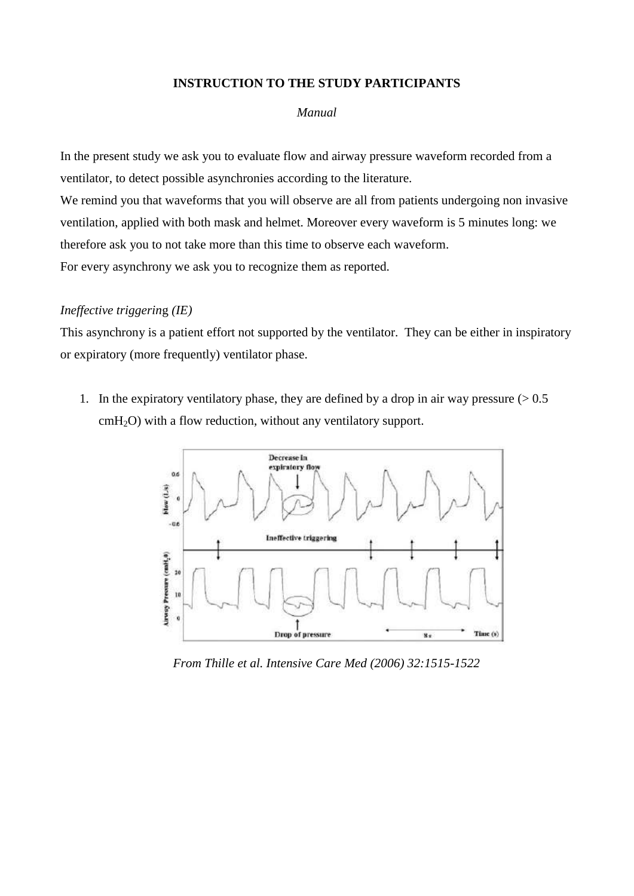**INSTRUCTION TO THE STUDY PARTICIPANTS**

*Manual*

In the present study we ask you to evaluate flow and airway pressure waveform recorded from a ventilator, to detect possible asynchronies according to the literature.
We remind you that waveforms that you will observe are all from patients undergoing non invasive ventilation, applied with both mask and helmet. Moreover every waveform is 5 minutes long: we therefore ask you to not take more than this time to observe each waveform.
For every asynchrony we ask you to recognize them as reported.

*Ineffective triggering (IE)*

This asynchrony is a patient effort not supported by the ventilator. They can be either in inspiratory or expiratory (more frequently) ventilator phase.

1. In the expiratory ventilatory phase, they are defined by a drop in air way pressure (> 0.5 $cmH_2O$) with a flow reduction, without any ventilatory support.

*From Thille et al. Intensive Care Med (2006) 32:1515-1522*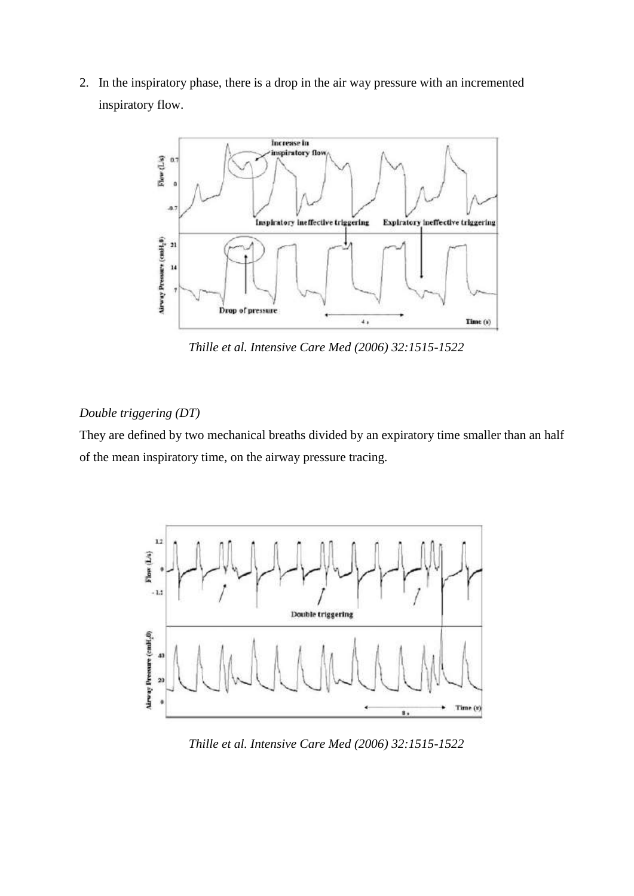2. In the inspiratory phase, there is a drop in the air way pressure with an incremented inspiratory flow.

*Thille et al. Intensive Care Med (2006) 32:1515-1522*

*Double triggering (DT)*

They are defined by two mechanical breaths divided by an expiratory time smaller than an half of the mean inspiratory time, on the airway pressure tracing.

*Thille et al. Intensive Care Med (2006) 32:1515-1522*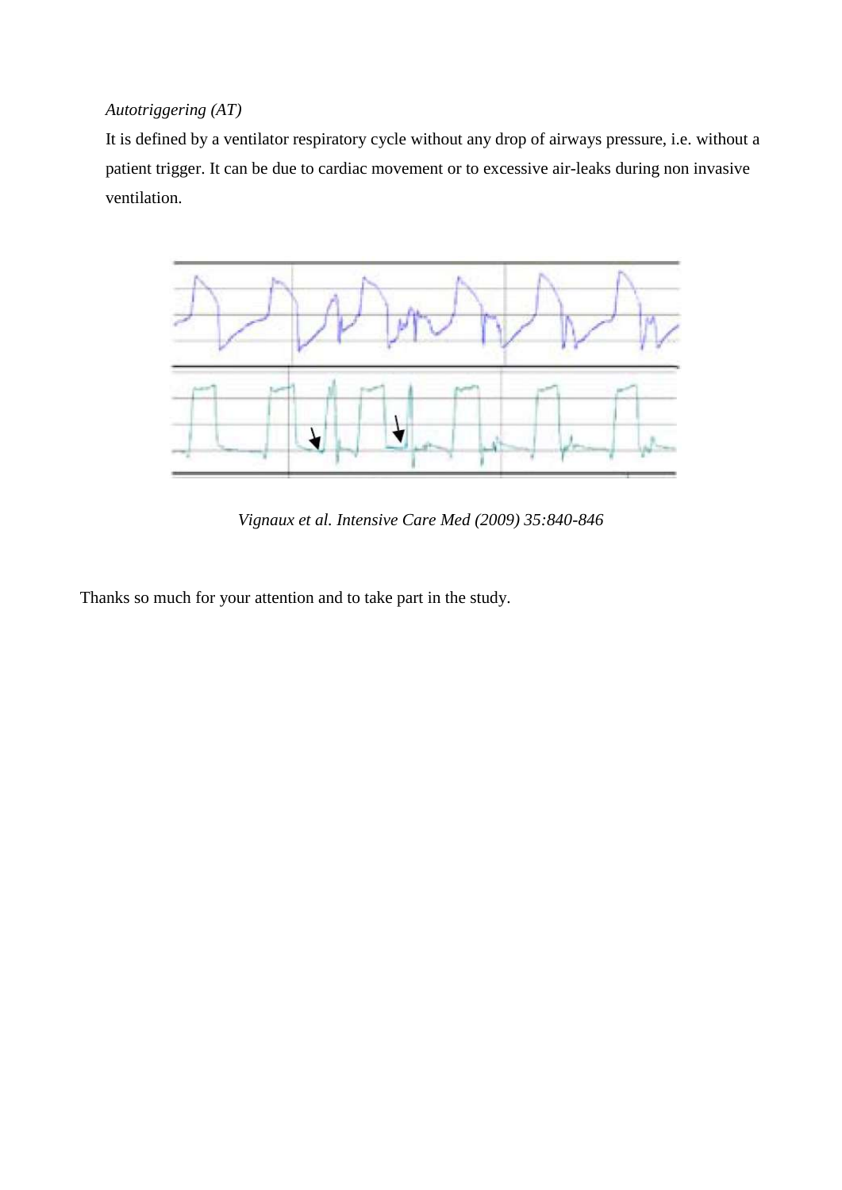*Autotriggering (AT)*

It is defined by a ventilator respiratory cycle without any drop of airways pressure, i.e. without a patient trigger. It can be due to cardiac movement or to excessive air-leaks during non invasive ventilation.

*Vignaux et al. Intensive Care Med (2009) 35:840-846*

Thanks so much for your attention and to take part in the study.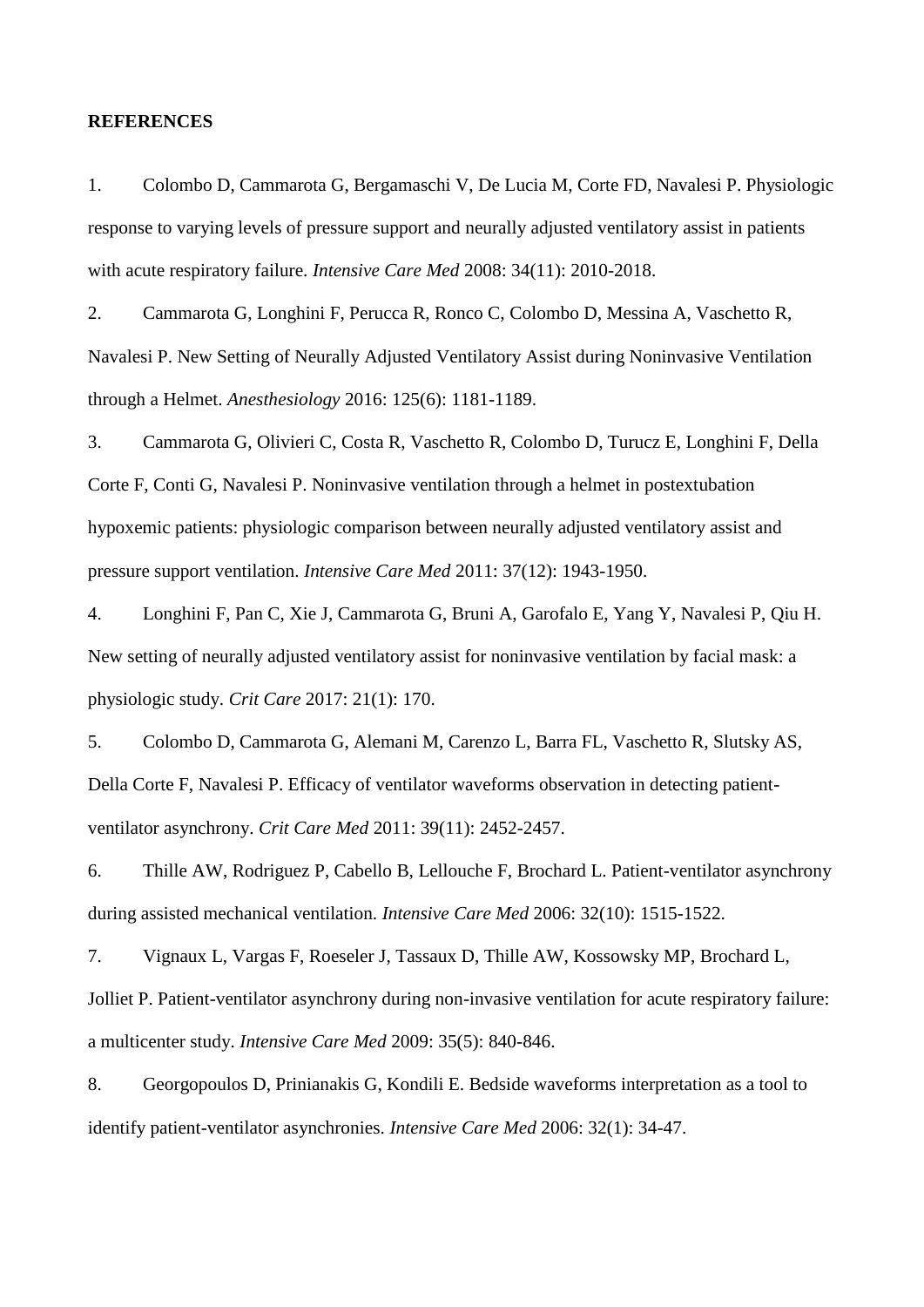**REFERENCES**

1. Colombo D, Cammarota G, Bergamaschi V, De Lucia M, Corte FD, Navalesi P. Physiologic response to varying levels of pressure support and neurally adjusted ventilatory assist in patients with acute respiratory failure. *Intensive Care Med* 2008: 34(11): 2010-2018.

2. Cammarota G, Longhini F, Perucca R, Ronco C, Colombo D, Messina A, Vaschetto R, Navalesi P. New Setting of Neurally Adjusted Ventilatory Assist during Noninvasive Ventilation through a Helmet. *Anesthesiology* 2016: 125(6): 1181-1189.

3. Cammarota G, Olivieri C, Costa R, Vaschetto R, Colombo D, Turucz E, Longhini F, Della Corte F, Conti G, Navalesi P. Noninvasive ventilation through a helmet in postextubation hypoxemic patients: physiologic comparison between neurally adjusted ventilatory assist and pressure support ventilation. *Intensive Care Med* 2011: 37(12): 1943-1950.

4. Longhini F, Pan C, Xie J, Cammarota G, Bruni A, Garofalo E, Yang Y, Navalesi P, Qiu H. New setting of neurally adjusted ventilatory assist for noninvasive ventilation by facial mask: a physiologic study. *Crit Care* 2017: 21(1): 170.

5. Colombo D, Cammarota G, Alemani M, Carenzo L, Barra FL, Vaschetto R, Slutsky AS, Della Corte F, Navalesi P. Efficacy of ventilator waveforms observation in detecting patient-ventilator asynchrony. *Crit Care Med* 2011: 39(11): 2452-2457.

6. Thille AW, Rodriguez P, Cabello B, Lellouche F, Brochard L. Patient-ventilator asynchrony during assisted mechanical ventilation. *Intensive Care Med* 2006: 32(10): 1515-1522.

7. Vignaux L, Vargas F, Roeseler J, Tassaux D, Thille AW, Kossowsky MP, Brochard L, Jolliet P. Patient-ventilator asynchrony during non-invasive ventilation for acute respiratory failure: a multicenter study. *Intensive Care Med* 2009: 35(5): 840-846.

8. Georgopoulos D, Prinianakis G, Kondili E. Bedside waveforms interpretation as a tool to identify patient-ventilator asynchronies. *Intensive Care Med* 2006: 32(1): 34-47.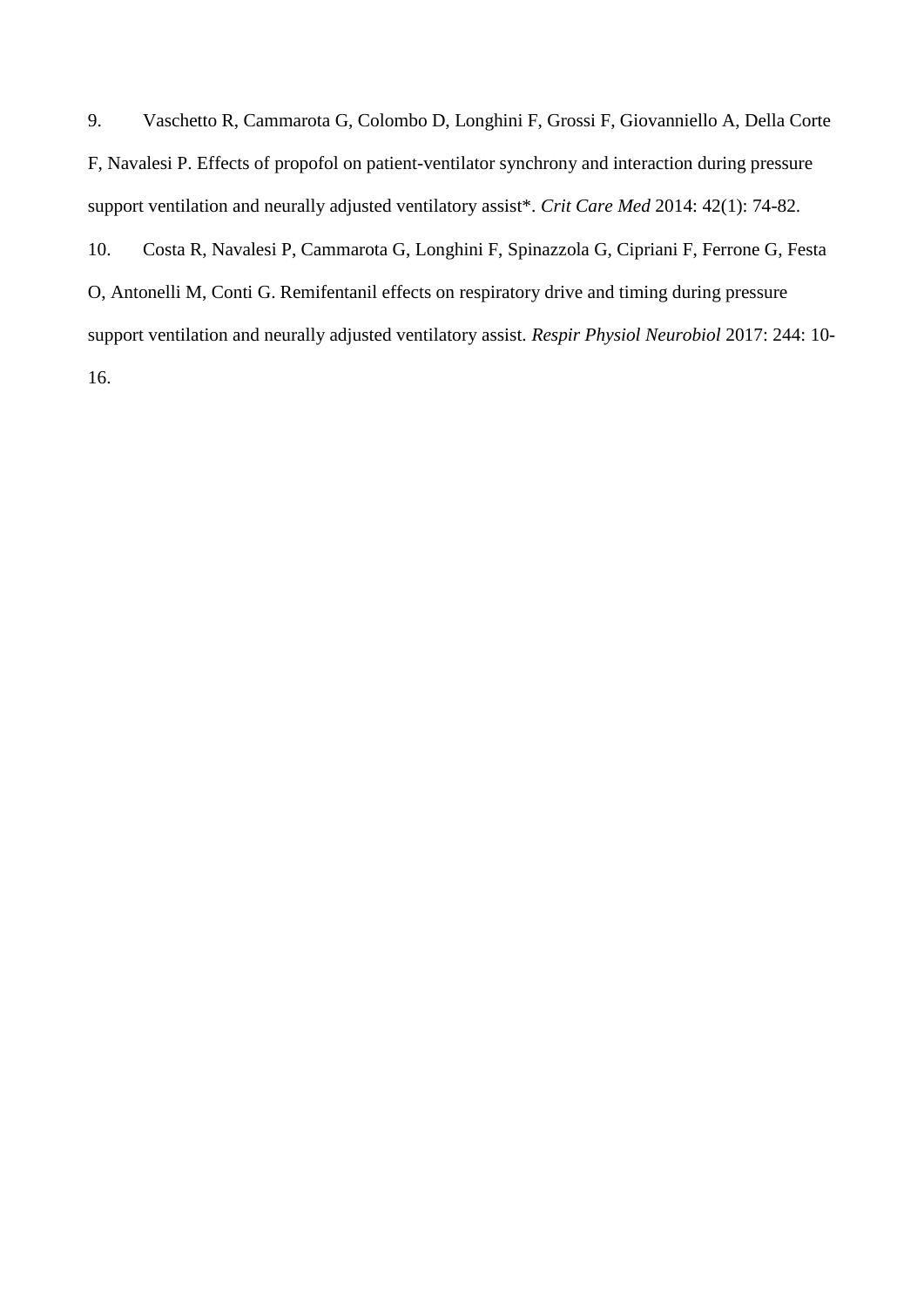9. Vaschetto R, Cammarota G, Colombo D, Longhini F, Grossi F, Giovanniello A, Della Corte F, Navalesi P. Effects of propofol on patient-ventilator synchrony and interaction during pressure support ventilation and neurally adjusted ventilatory assist*. *Crit Care Med* 2014: 42(1): 74-82.

10. Costa R, Navalesi P, Cammarota G, Longhini F, Spinazzola G, Cipriani F, Ferrone G, Festa O, Antonelli M, Conti G. Remifentanil effects on respiratory drive and timing during pressure support ventilation and neurally adjusted ventilatory assist. *Respir Physiol Neurobiol* 2017: 244: 10-16.